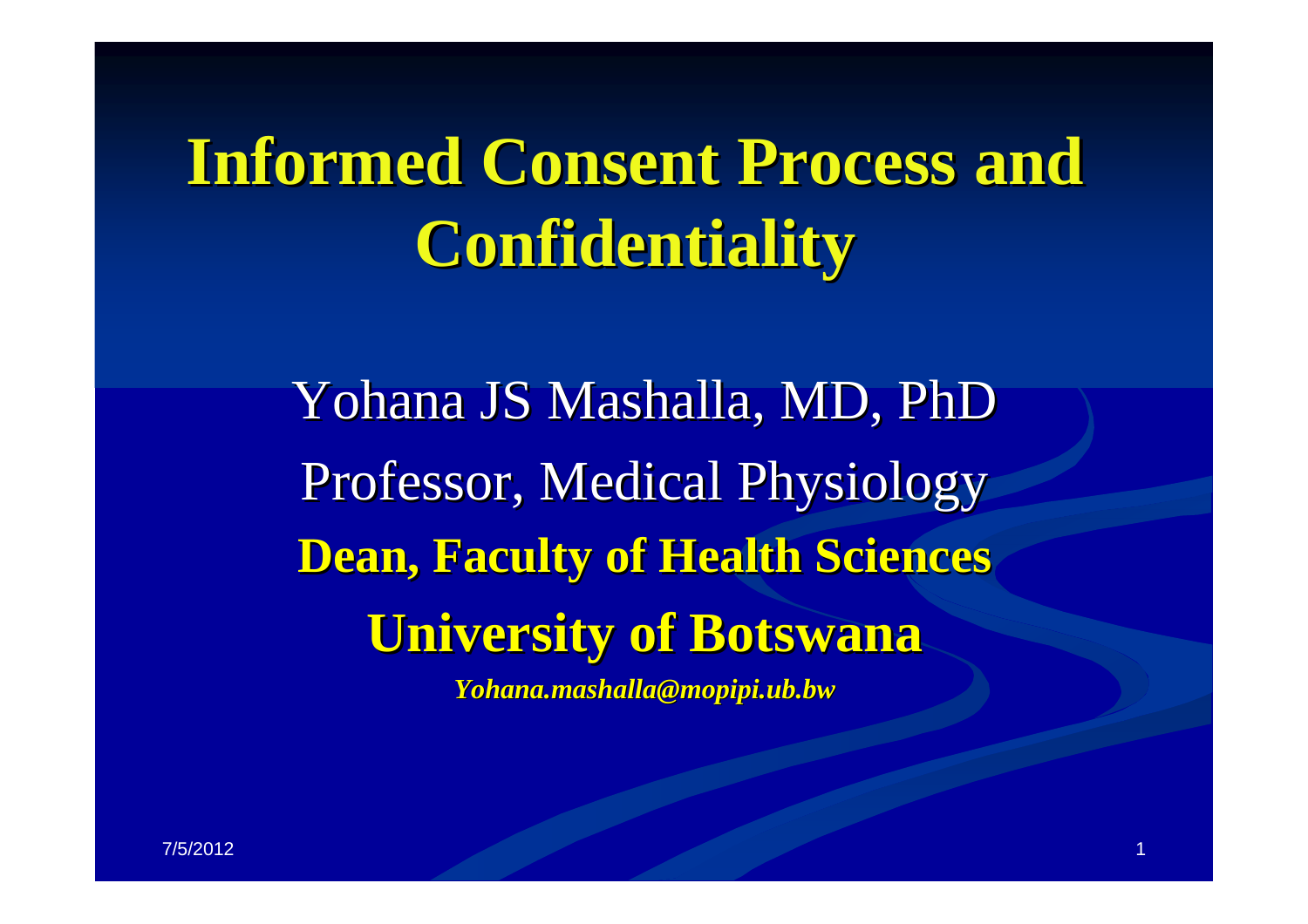# Informed Consent Process and Confidentiality

Yohana JS Mashalla, MD, PhD

Professor, Medical Physiology

**Dean, Faculty of Health Sciences**

**University of Botswana**

***Yohana.mashalla@mopipi.ub.bw***

7/5/2012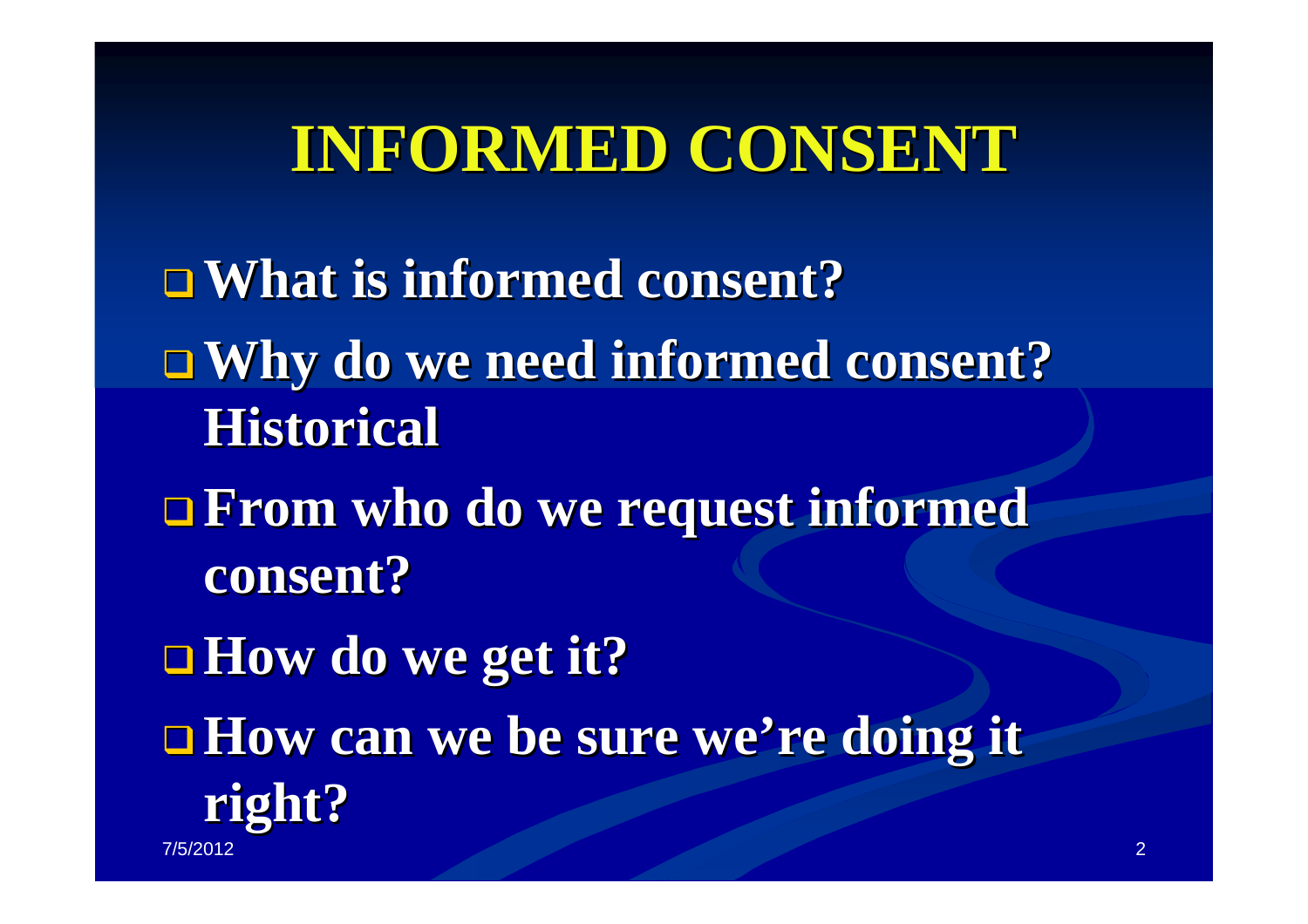# INFORMED CONSENT

- What is informed consent?
- Why do we need informed consent? Historical
- From who do we request informed consent?
- How do we get it?
- How can we be sure we're doing it right?

7/5/2012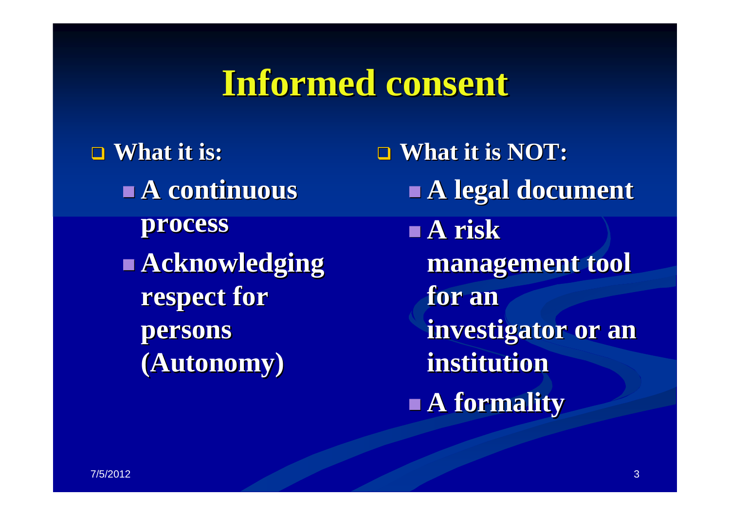# Informed consent

- **What it is:**
  - **A continuous process**
  - **Acknowledging respect for persons (Autonomy)**
- **What it is NOT:**
  - **A legal document**
  - **A risk management tool for an investigator or an institution**
  - **A formality**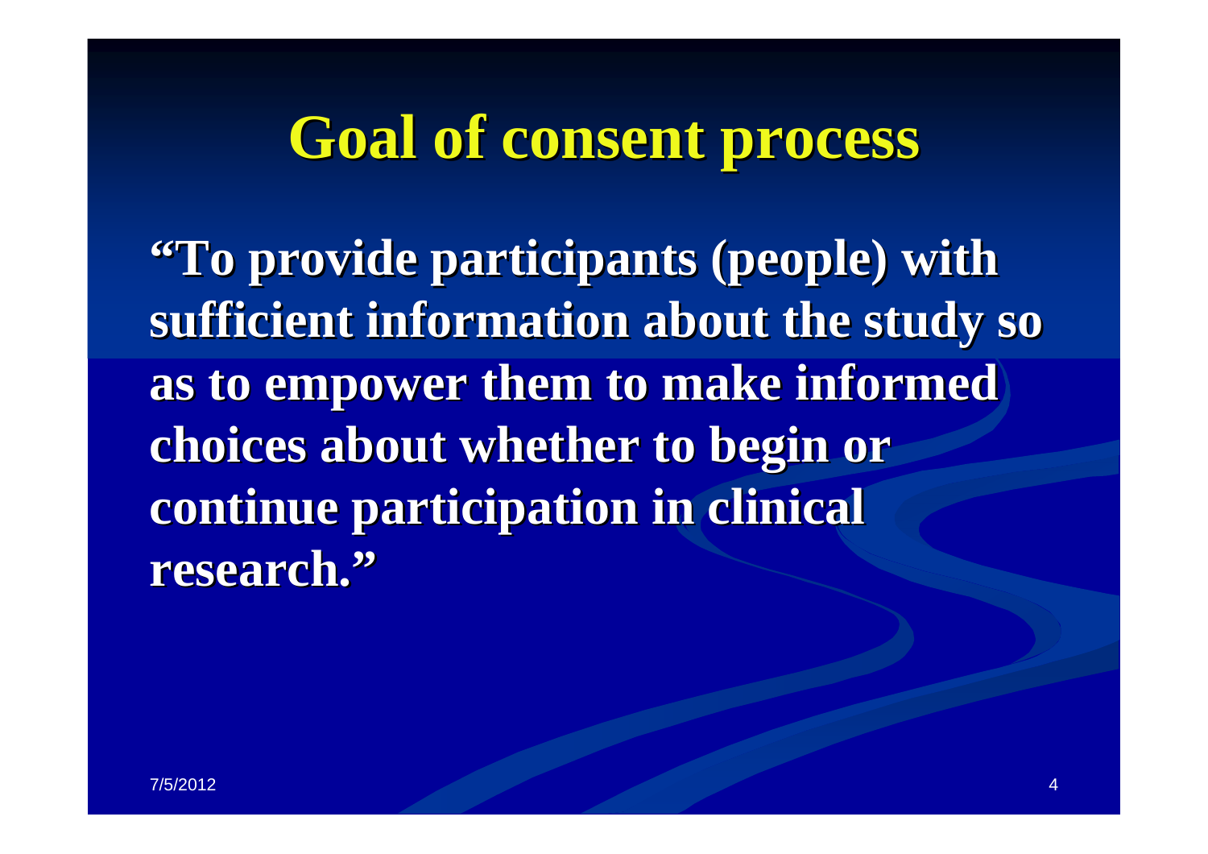# Goal of consent process

**"To provide participants (people) with sufficient information about the study so as to empower them to make informed choices about whether to begin or continue participation in clinical research."**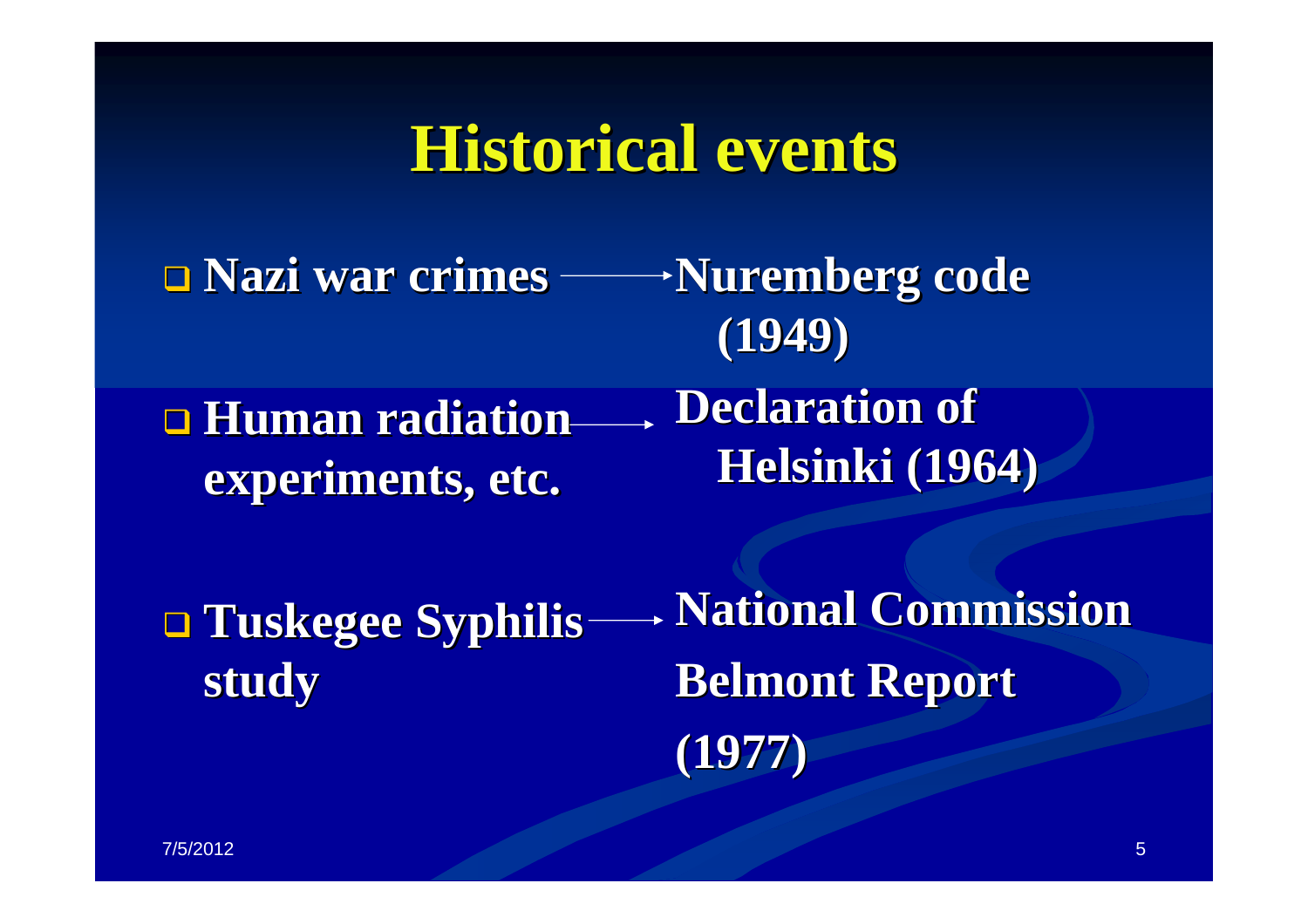# Historical events

- **Nazi war crimes** → **Nuremberg code (1949)**
- **Human radiation experiments, etc.** → **Declaration of Helsinki (1964)**
- **Tuskegee Syphilis study** → **National Commission Belmont Report (1977)**

7/5/2012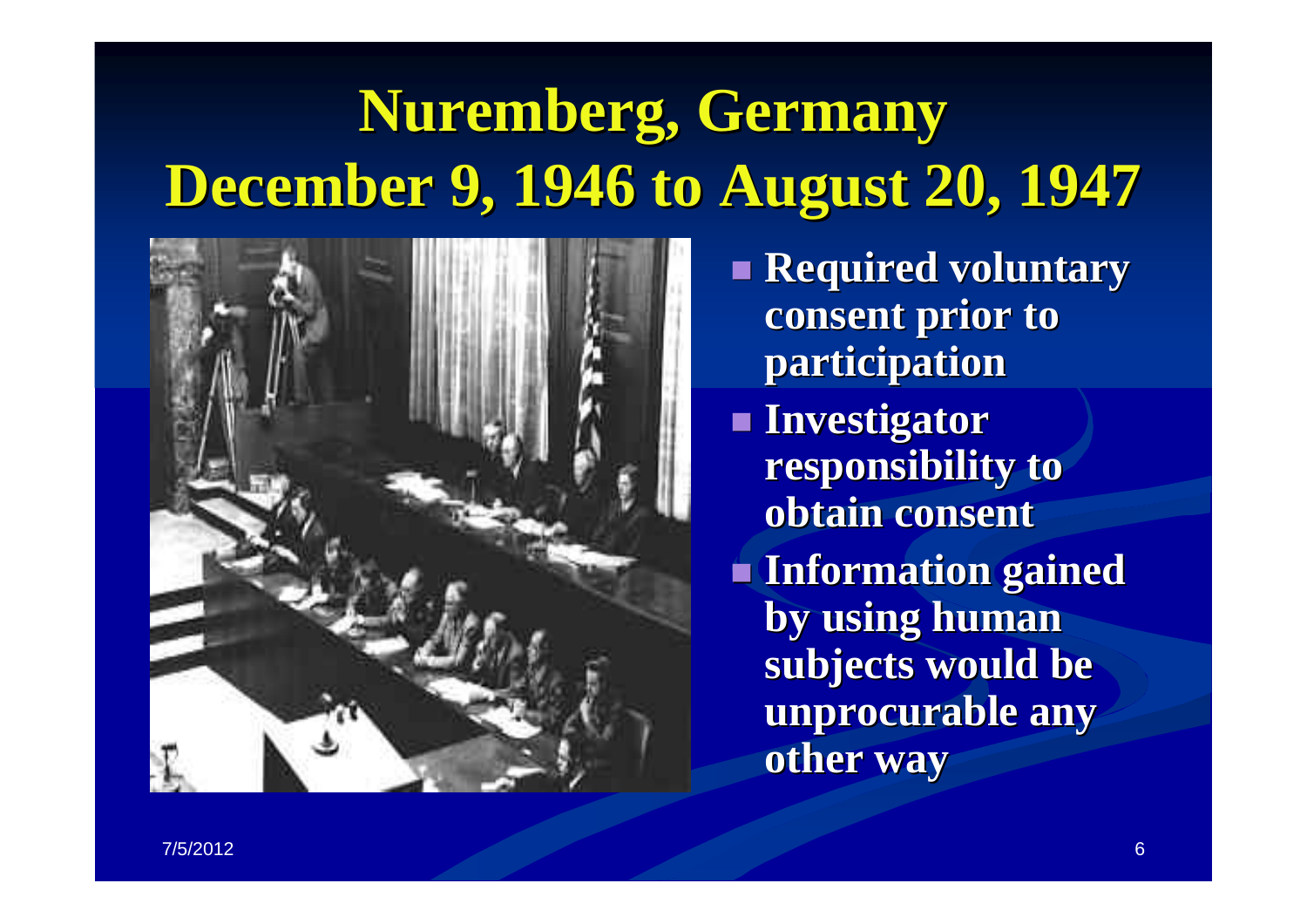# Nuremberg, Germany
# December 9, 1946 to August 20, 1947

- **Required voluntary consent prior to participation**
- **Investigator responsibility to obtain consent**
- **Information gained by using human subjects would be unprocurable any other way**

7/5/2012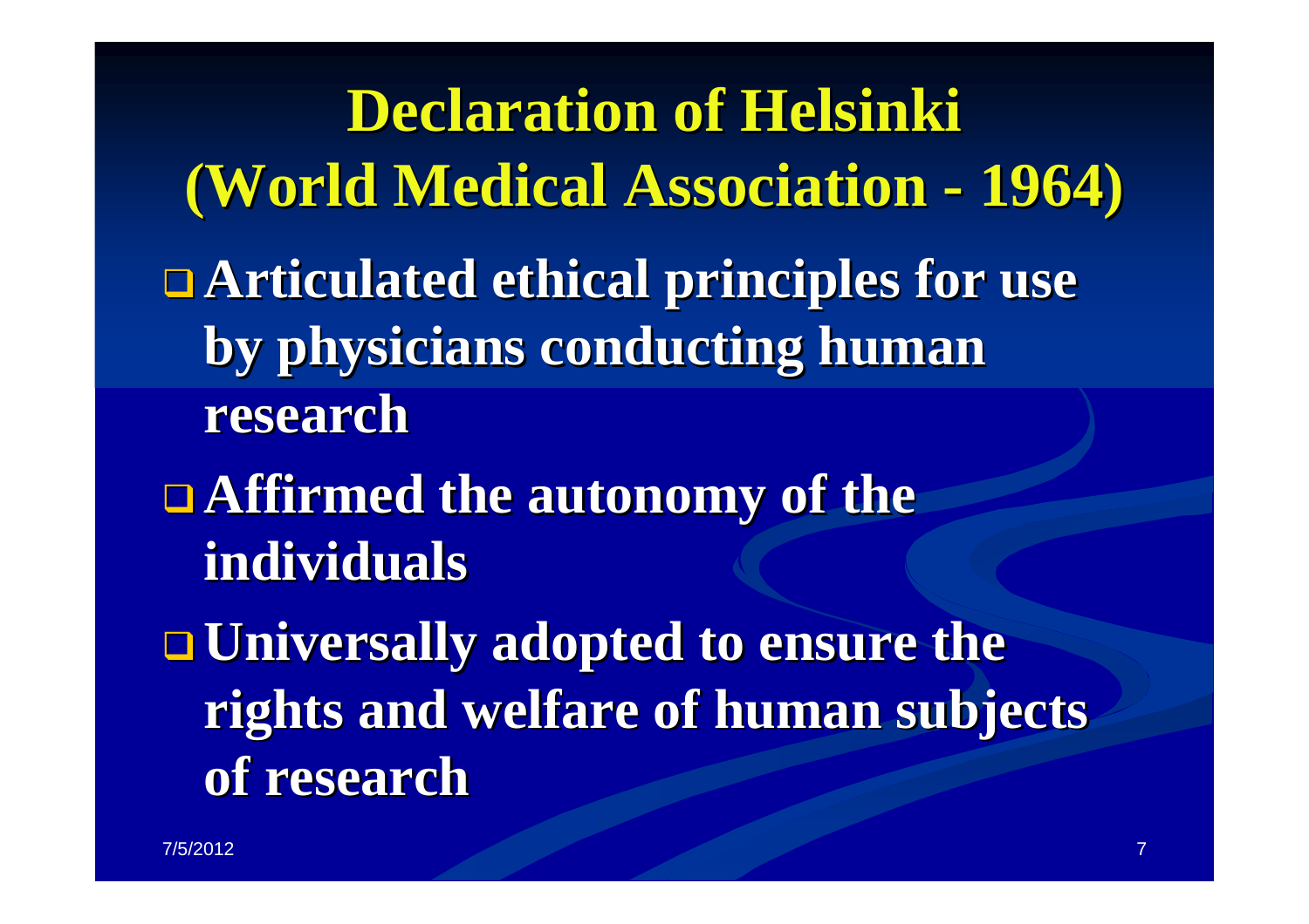# Declaration of Helsinki (World Medical Association - 1964)

- **Articulated ethical principles for use by physicians conducting human research**
- **Affirmed the autonomy of the individuals**
- **Universally adopted to ensure the rights and welfare of human subjects of research**

7/5/2012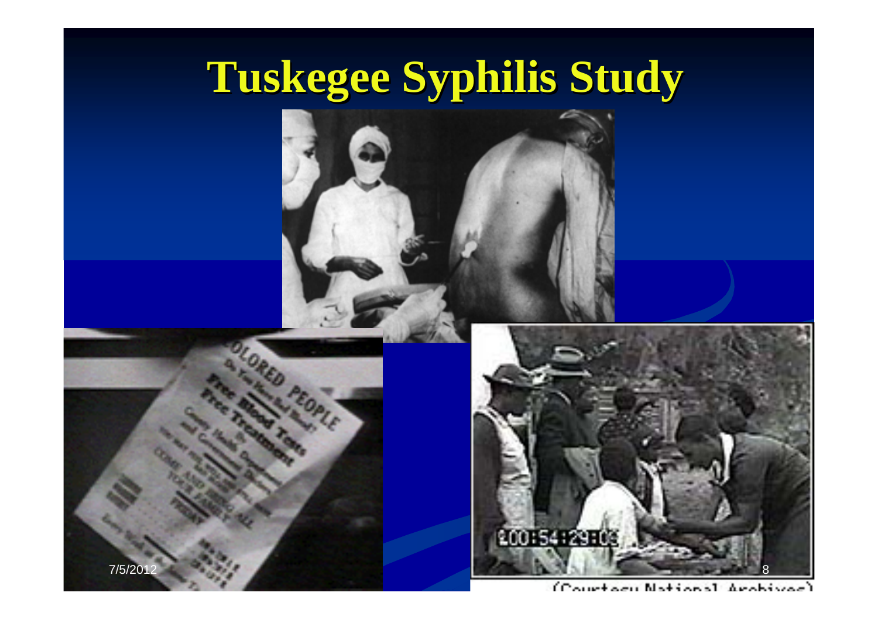# Tuskegee Syphilis Study

(Courtesy National Archives)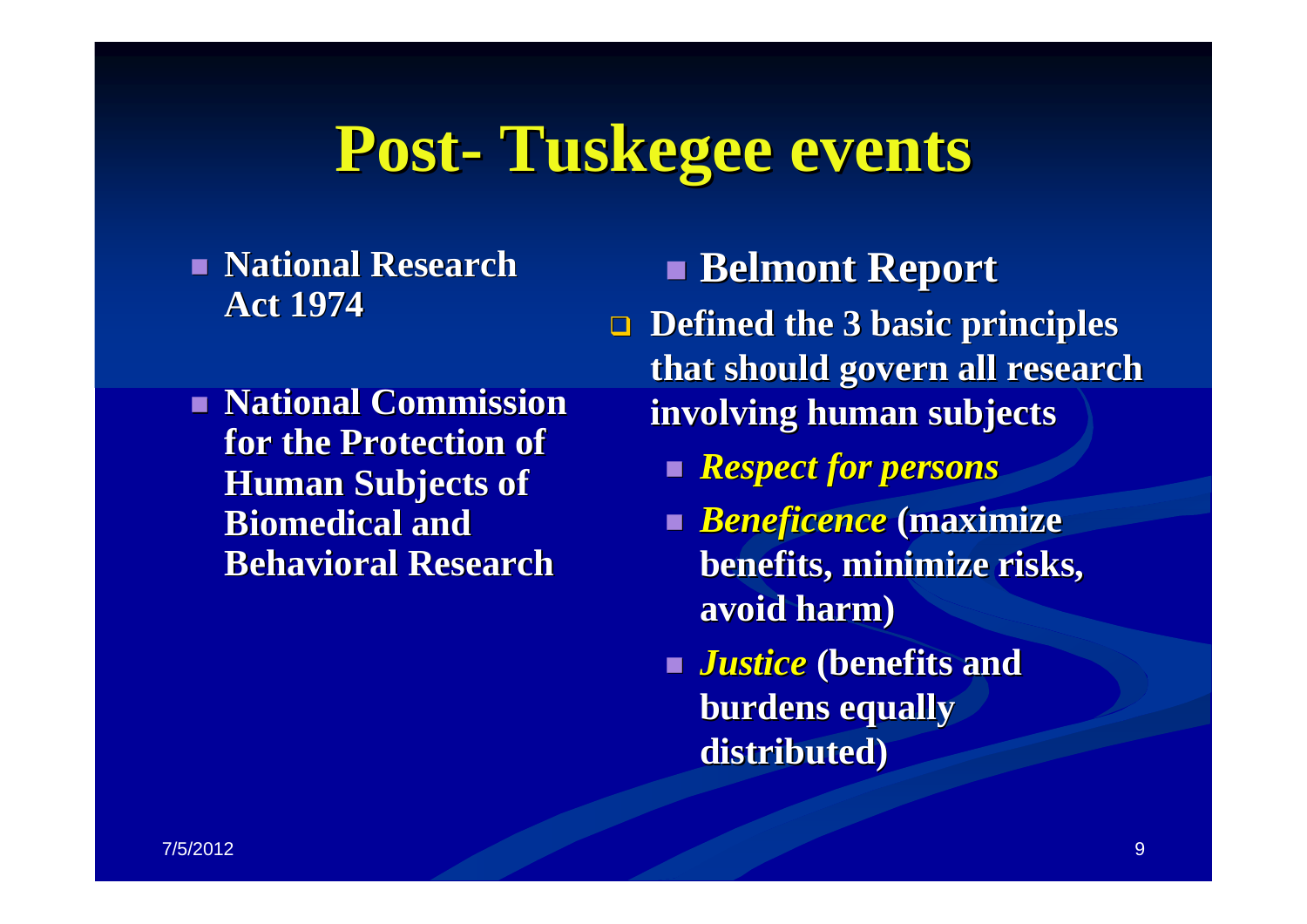# Post- Tuskegee events

- **National Research Act 1974**
- **National Commission for the Protection of Human Subjects of Biomedical and Behavioral Research**

- **Belmont Report**
- **Defined the 3 basic principles that should govern all research involving human subjects**
  - ***Respect for persons***
  - ***Beneficence* (maximize benefits, minimize risks, avoid harm)**
  - ***Justice* (benefits and burdens equally distributed)**

7/5/2012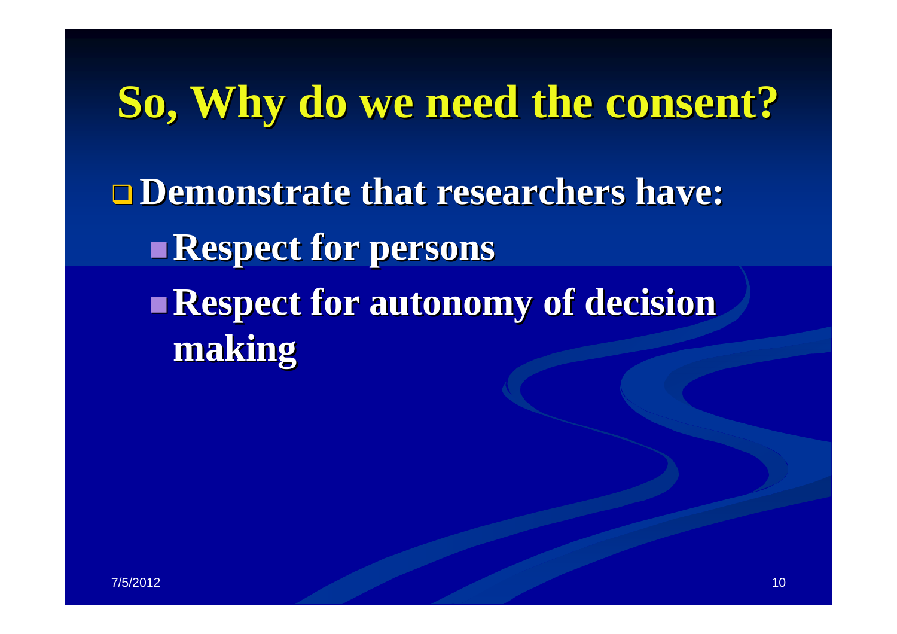# So, Why do we need the consent?

- **Demonstrate that researchers have:**
  - **Respect for persons**
  - **Respect for autonomy of decision making**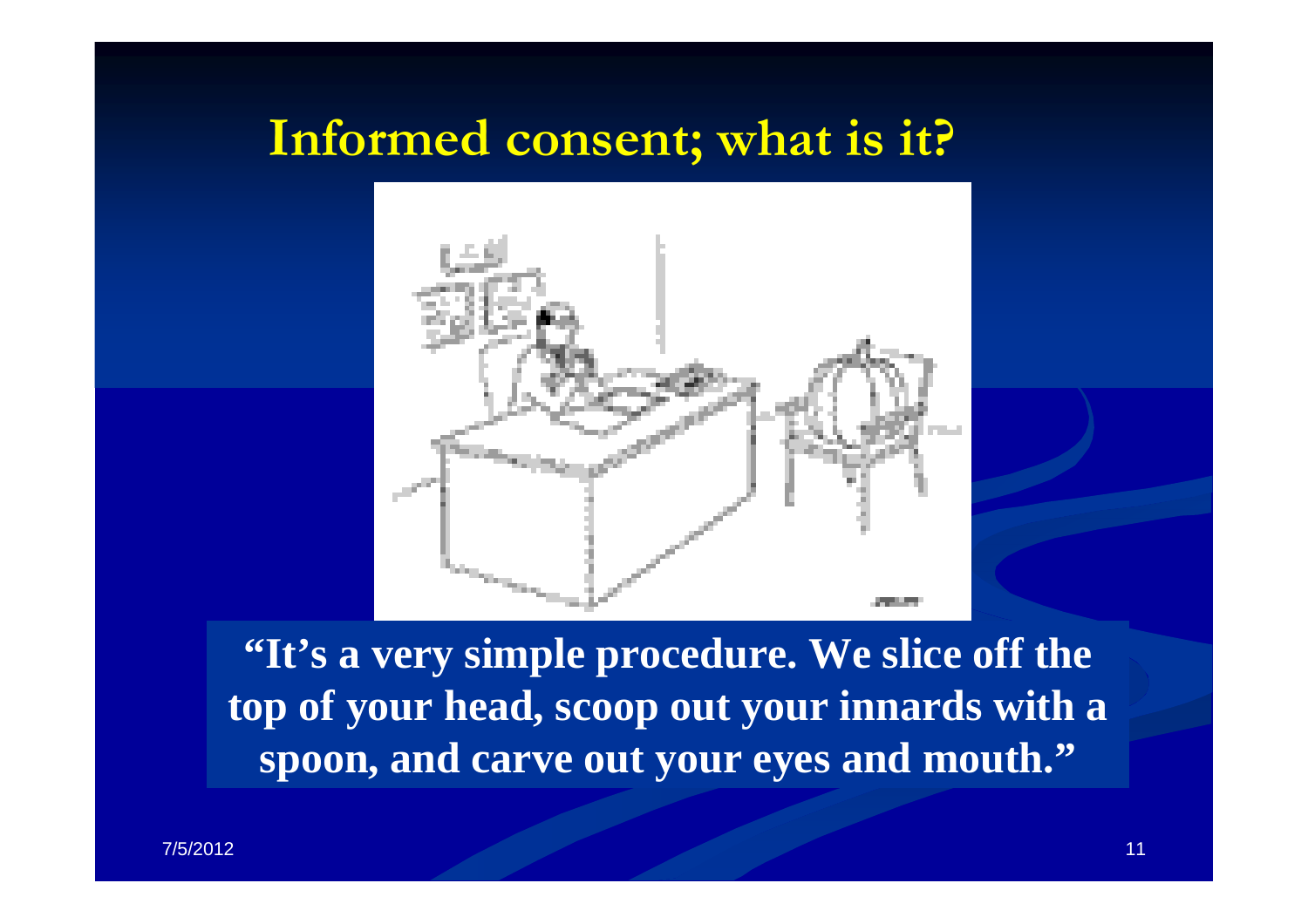# Informed consent; what is it?

**"It's a very simple procedure. We slice off the top of your head, scoop out your innards with a spoon, and carve out your eyes and mouth."**

7/5/2012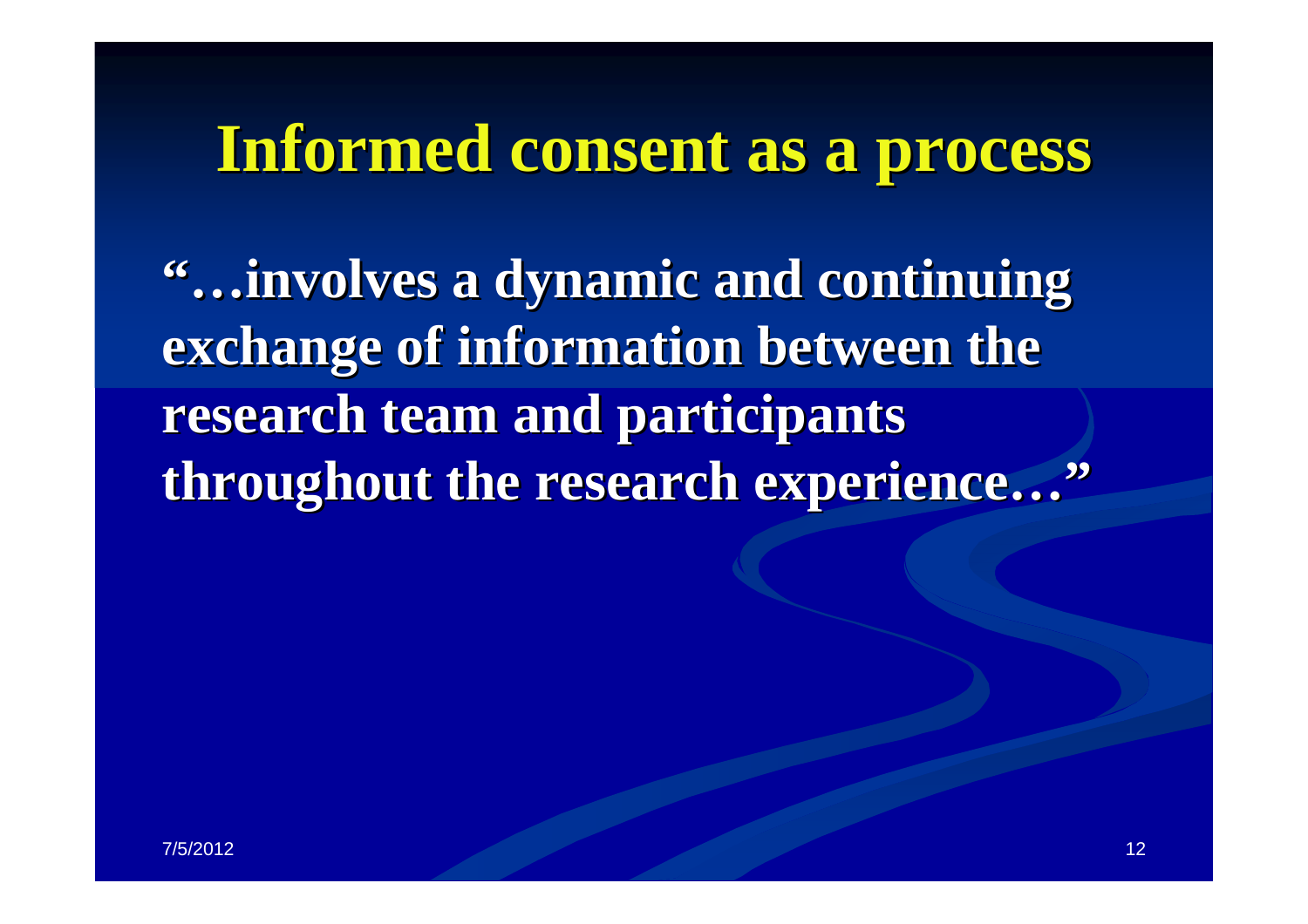# Informed consent as a process

**"…involves a dynamic and continuing exchange of information between the research team and participants throughout the research experience…"**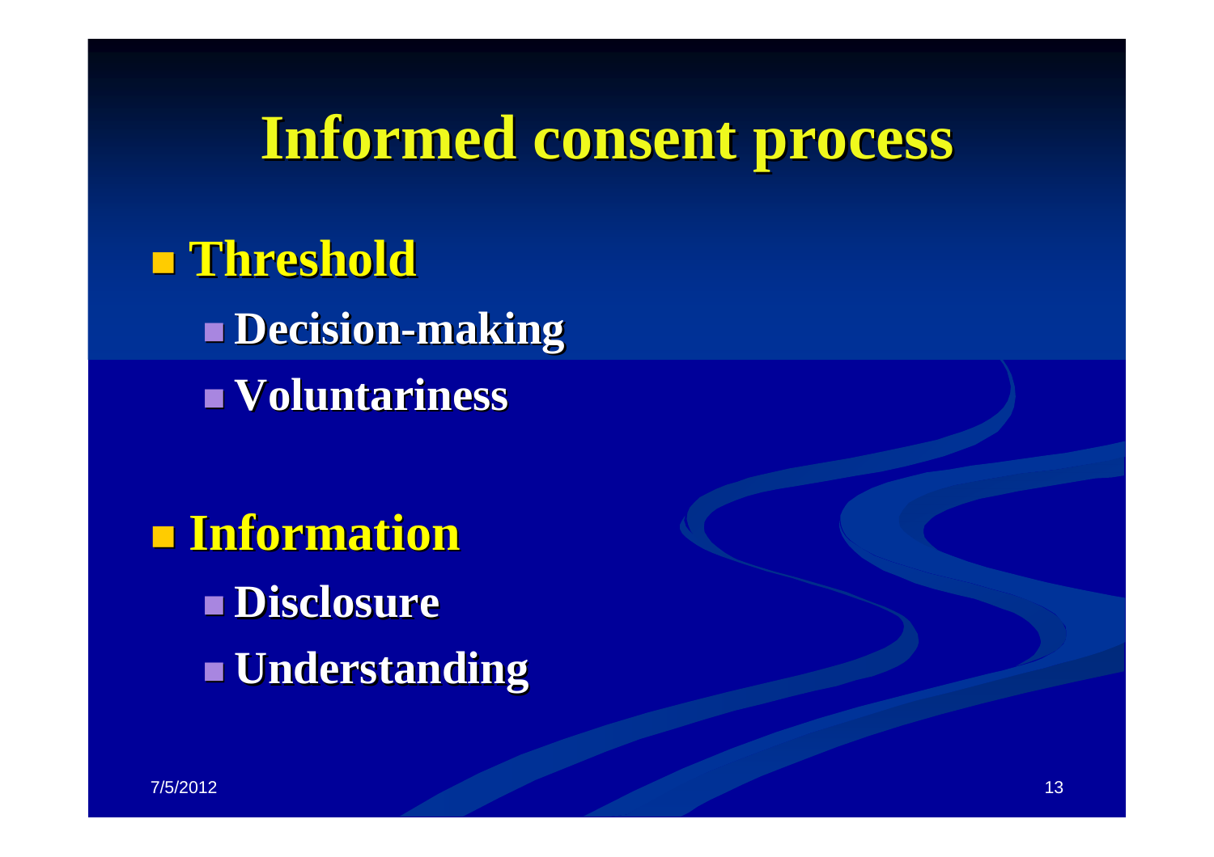# Informed consent process

- **Threshold**
  - **Decision-making**
  - **Voluntariness**

- **Information**
  - **Disclosure**
  - **Understanding**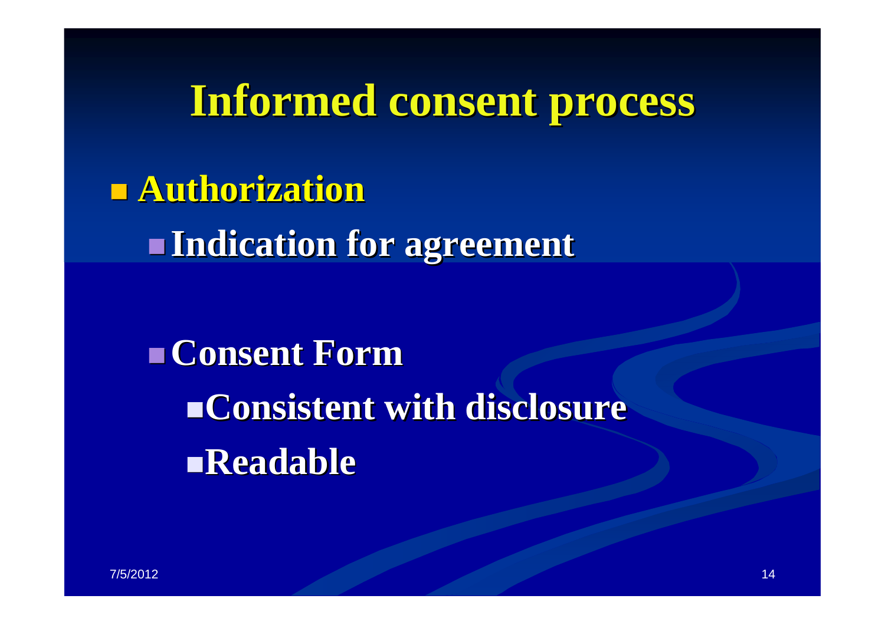# Informed consent process

- **Authorization**
  - **Indication for agreement**

- **Consent Form**
  - **Consistent with disclosure**
  - **Readable**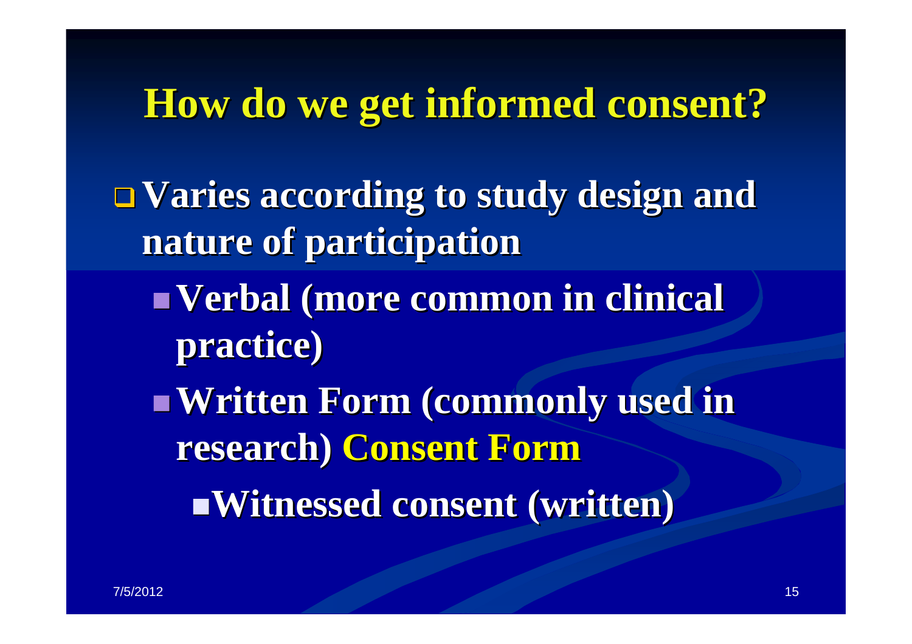# How do we get informed consent?

- **Varies according to study design and nature of participation**
  - **Verbal (more common in clinical practice)**
  - **Written Form (commonly used in research) Consent Form**
    - **Witnessed consent (written)**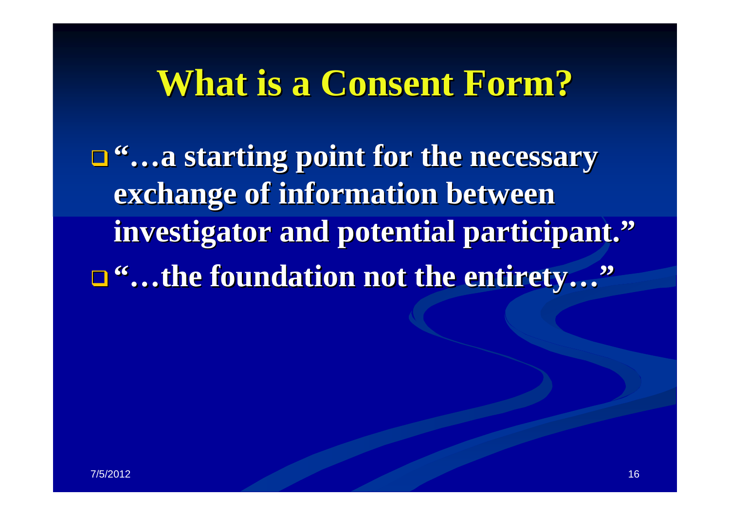# What is a Consent Form?

- **"…a starting point for the necessary exchange of information between investigator and potential participant."**
- **"…the foundation not the entirety…"**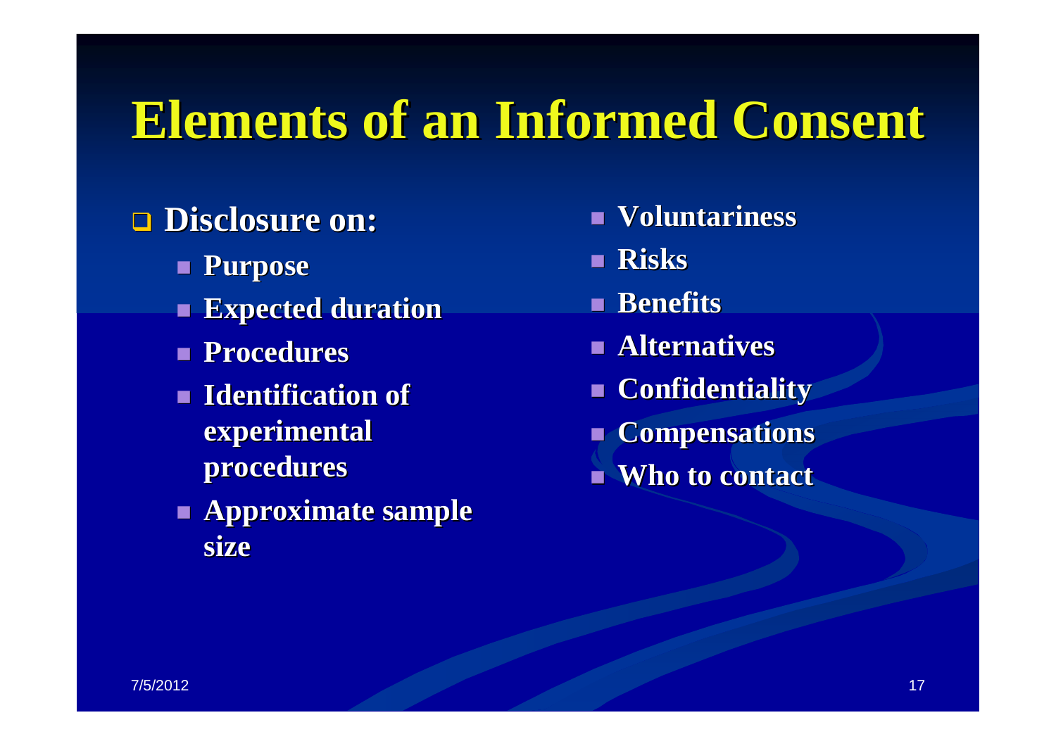# Elements of an Informed Consent

- **Disclosure on:**
  - **Purpose**
  - **Expected duration**
  - **Procedures**
  - **Identification of experimental procedures**
  - **Approximate sample size**
- **Voluntariness**
- **Risks**
- **Benefits**
- **Alternatives**
- **Confidentiality**
- **Compensations**
- **Who to contact**

7/5/2012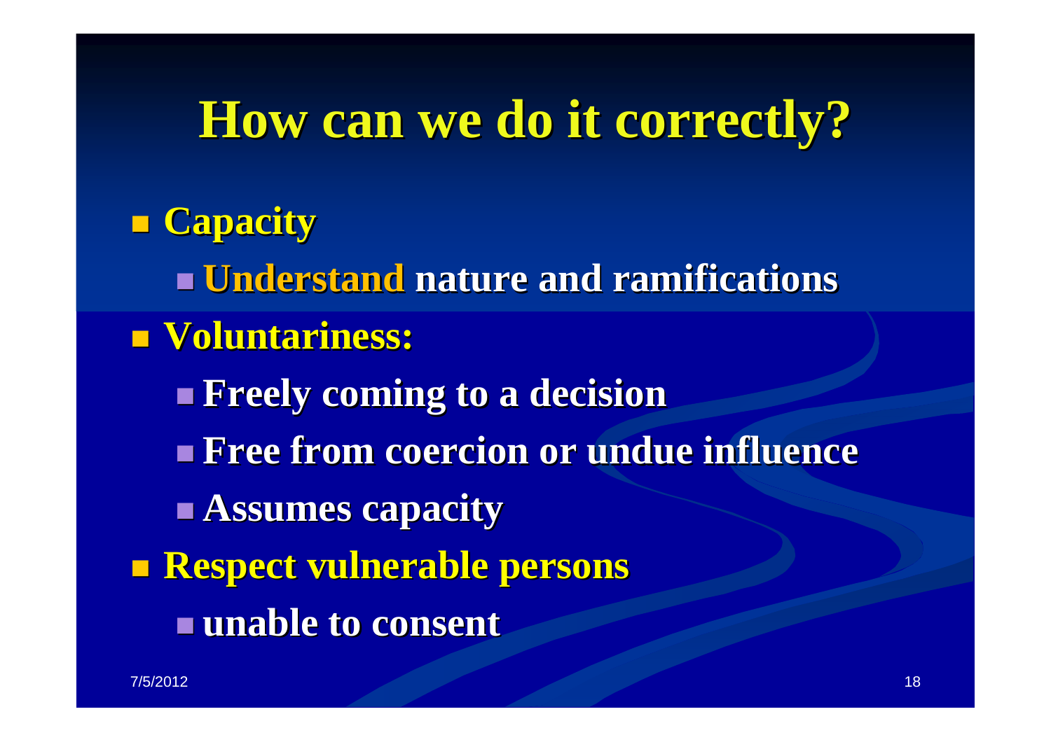# How can we do it correctly?

- **Capacity**
  - **Understand nature and ramifications**
- **Voluntariness:**
  - **Freely coming to a decision**
  - **Free from coercion or undue influence**
  - **Assumes capacity**
- **Respect vulnerable persons**
  - **unable to consent**

7/5/2012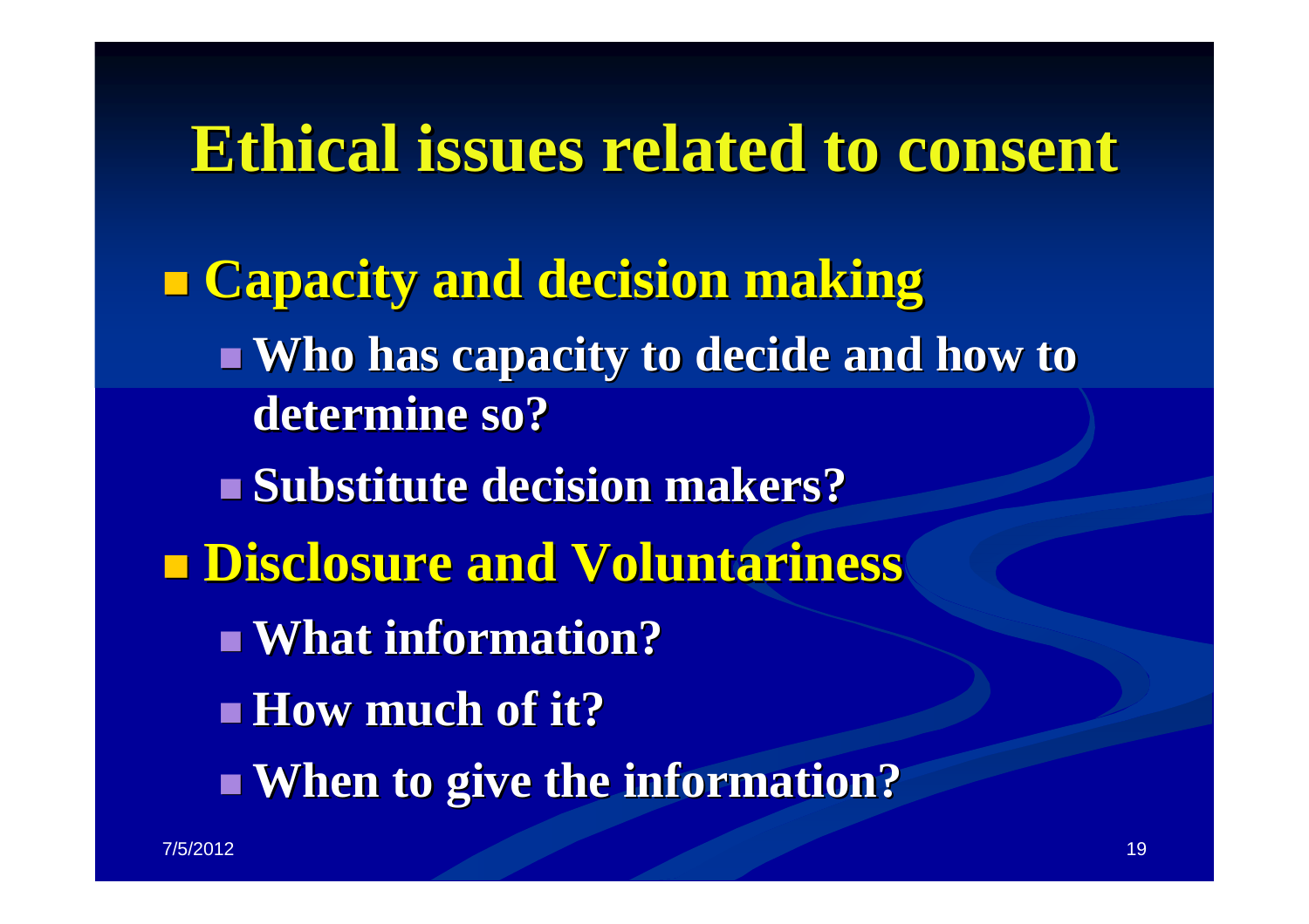# Ethical issues related to consent

- **Capacity and decision making**
  - **Who has capacity to decide and how to determine so?**
  - **Substitute decision makers?**
- **Disclosure and Voluntariness**
  - **What information?**
  - **How much of it?**
  - **When to give the information?**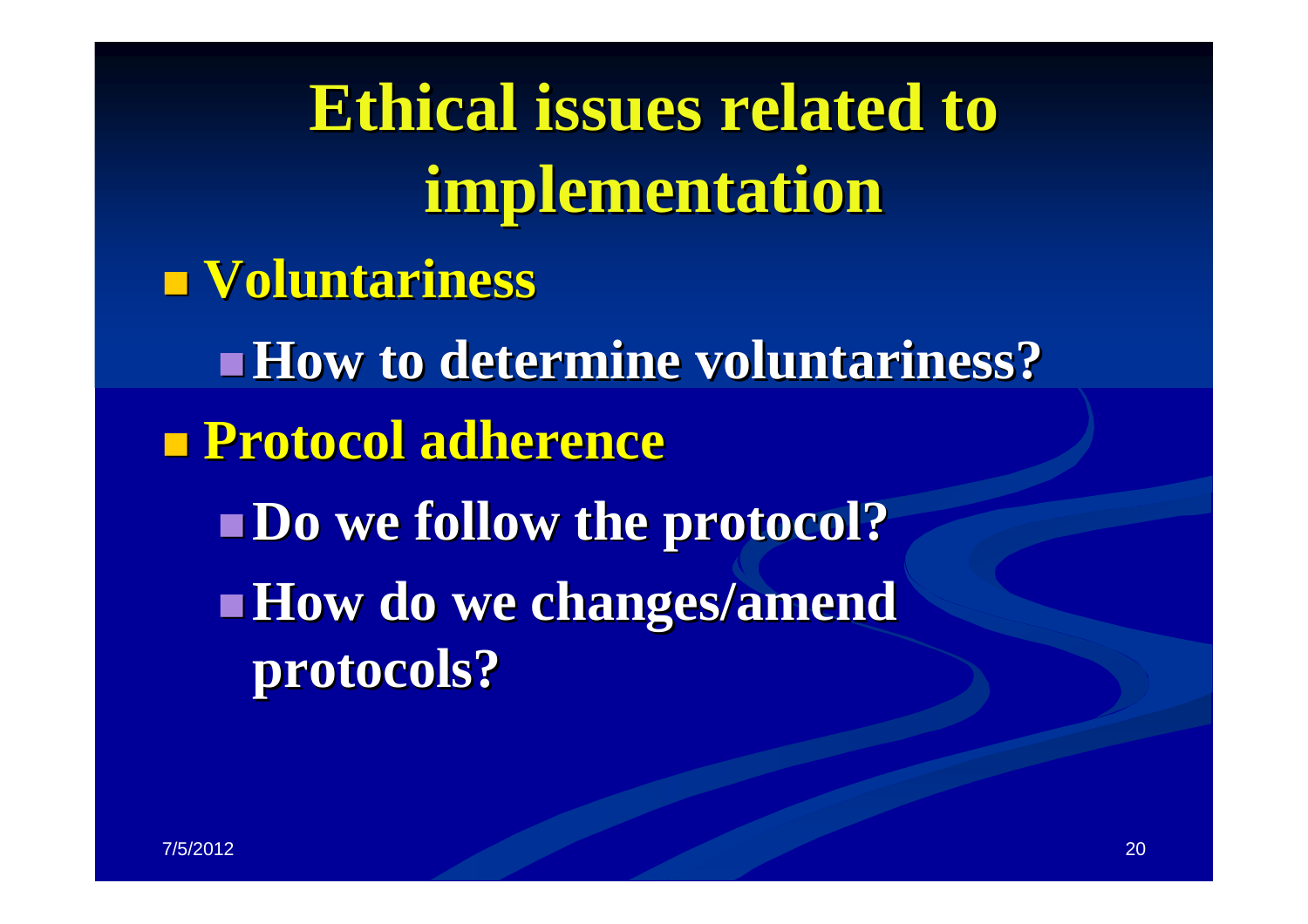# Ethical issues related to implementation

- **Voluntariness**
  - **How to determine voluntariness?**
- **Protocol adherence**
  - **Do we follow the protocol?**
  - **How do we changes/amend protocols?**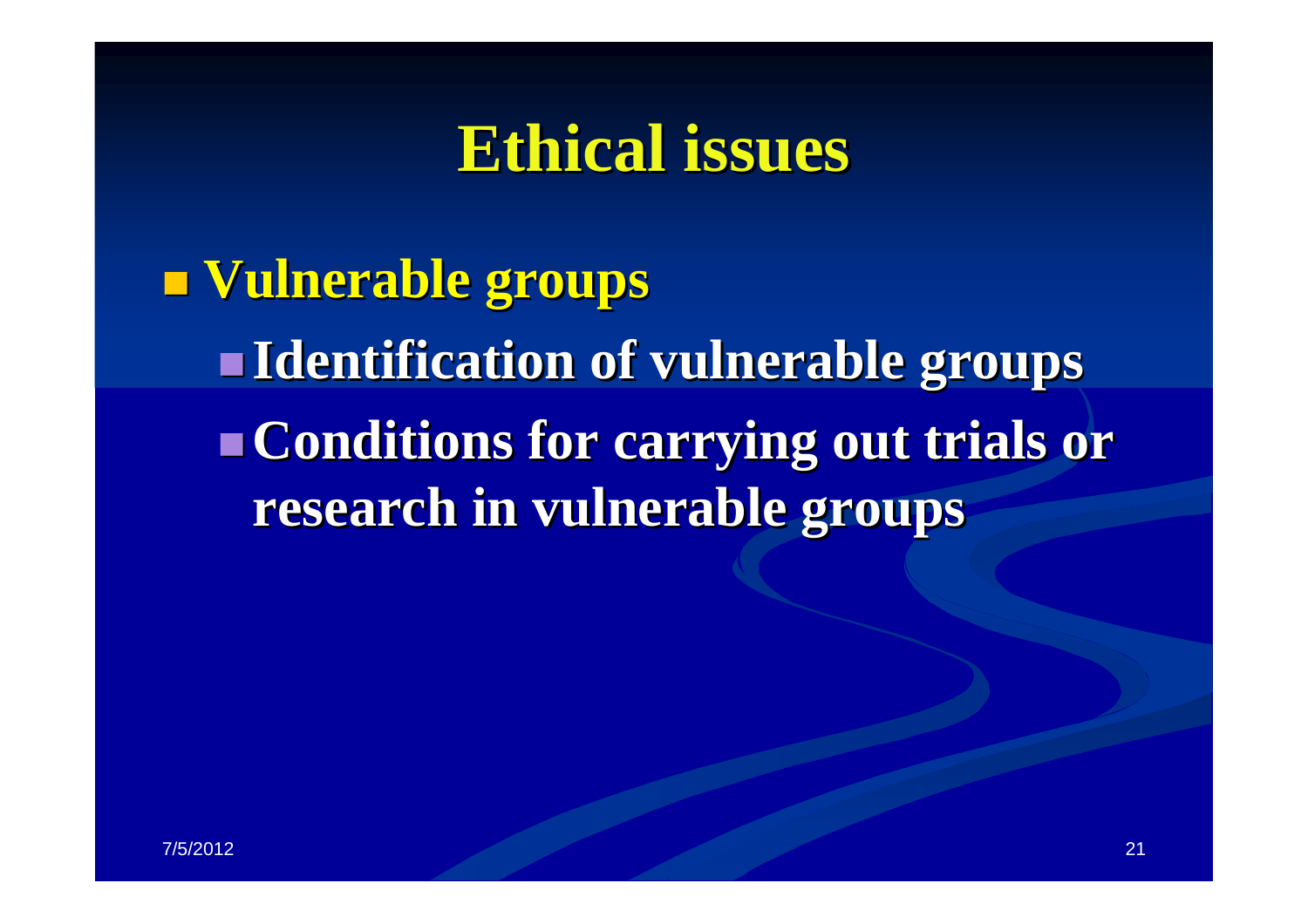# Ethical issues

- **Vulnerable groups**
  - **Identification of vulnerable groups**
  - **Conditions for carrying out trials or research in vulnerable groups**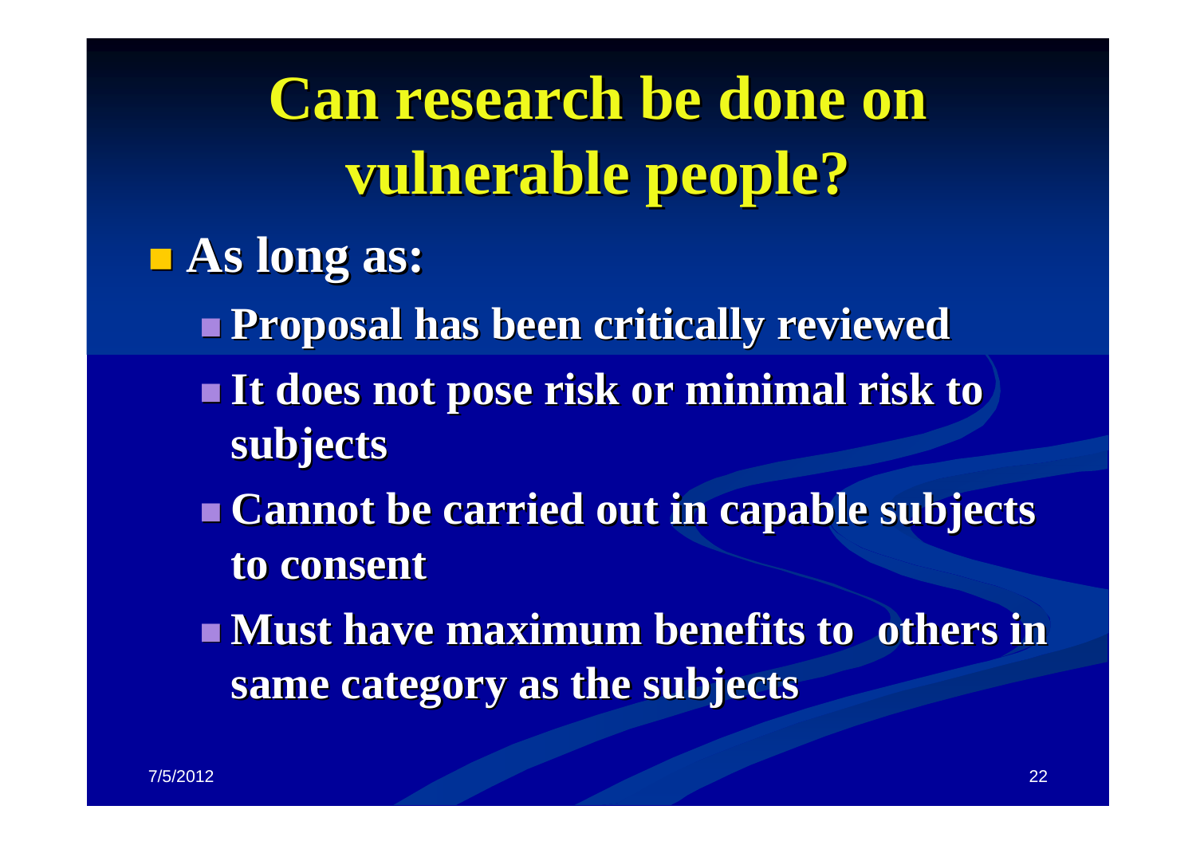# Can research be done on vulnerable people?

- **As long as:**
  - **Proposal has been critically reviewed**
  - **It does not pose risk or minimal risk to subjects**
  - **Cannot be carried out in capable subjects to consent**
  - **Must have maximum benefits to others in same category as the subjects**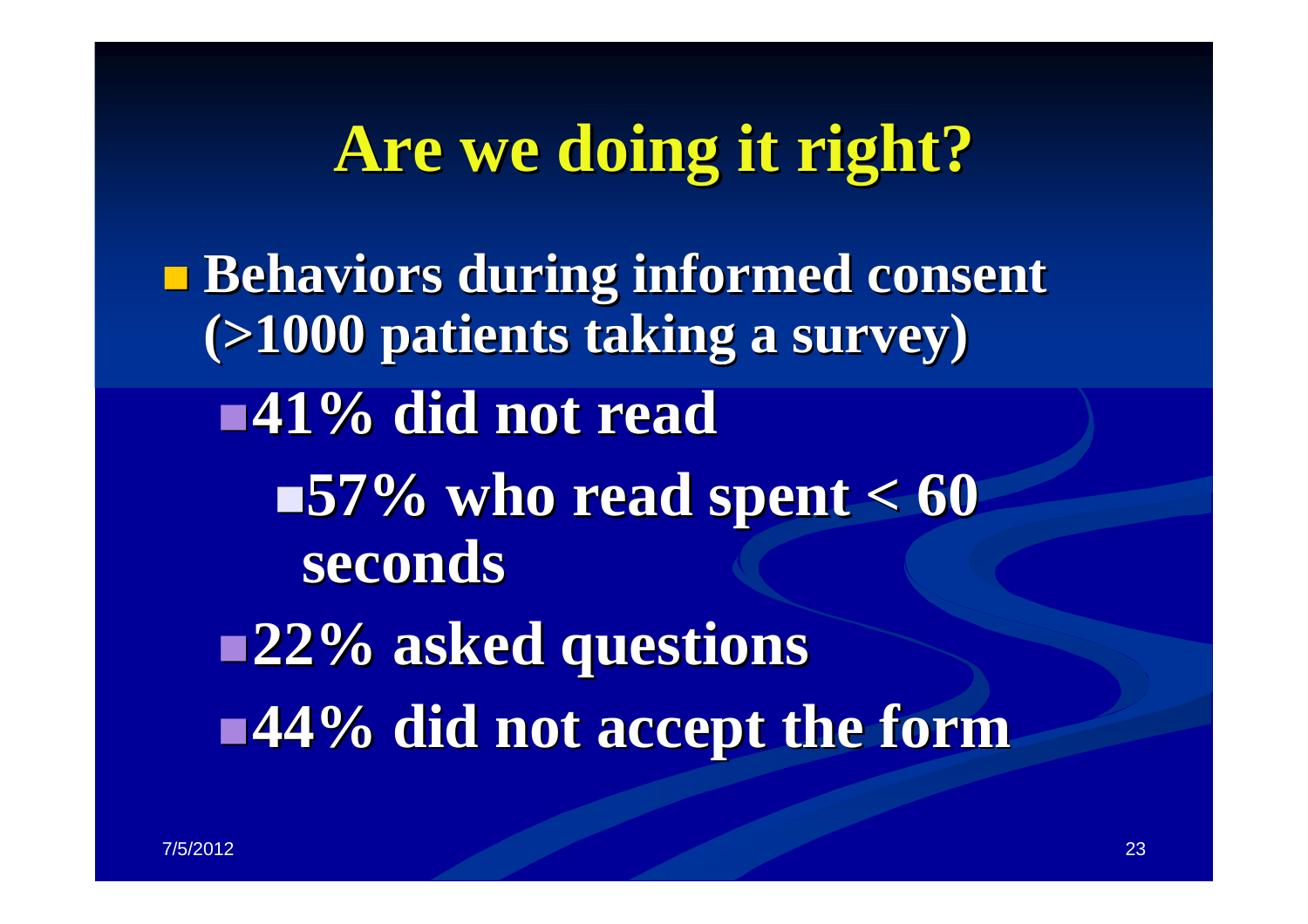# Are we doing it right?

- **Behaviors during informed consent (>1000 patients taking a survey)**
  - **41% did not read**
    - **57% who read spent < 60 seconds**
  - **22% asked questions**
  - **44% did not accept the form**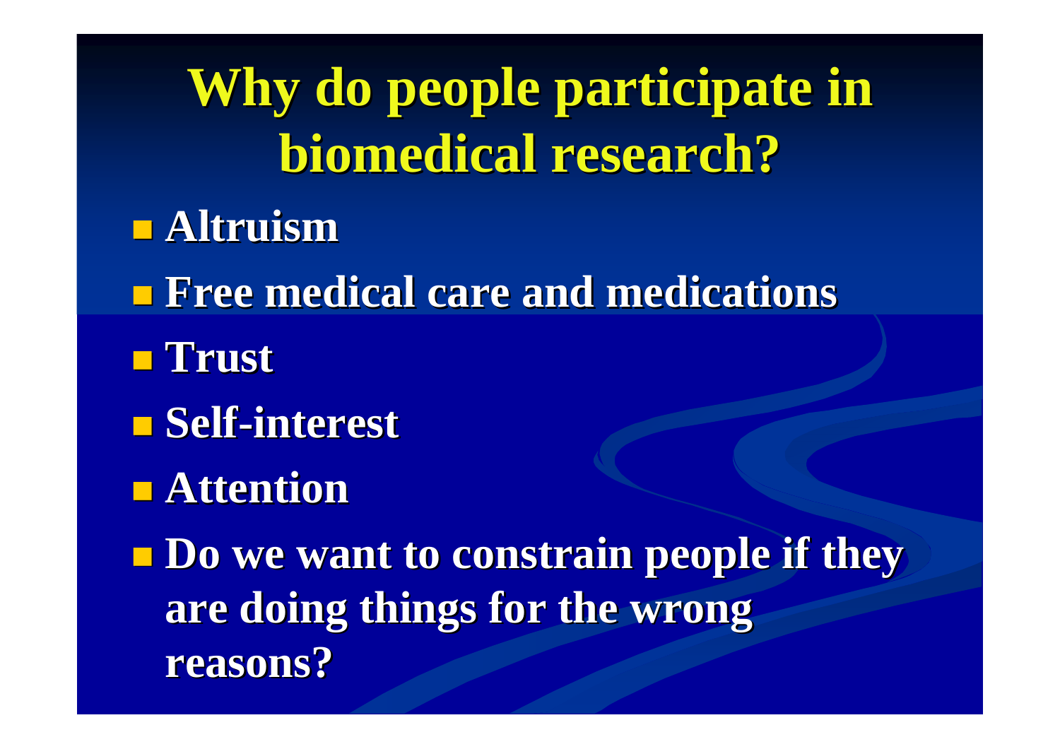# Why do people participate in biomedical research?

- Altruism
- Free medical care and medications
- Trust
- Self-interest
- Attention
- Do we want to constrain people if they are doing things for the wrong reasons?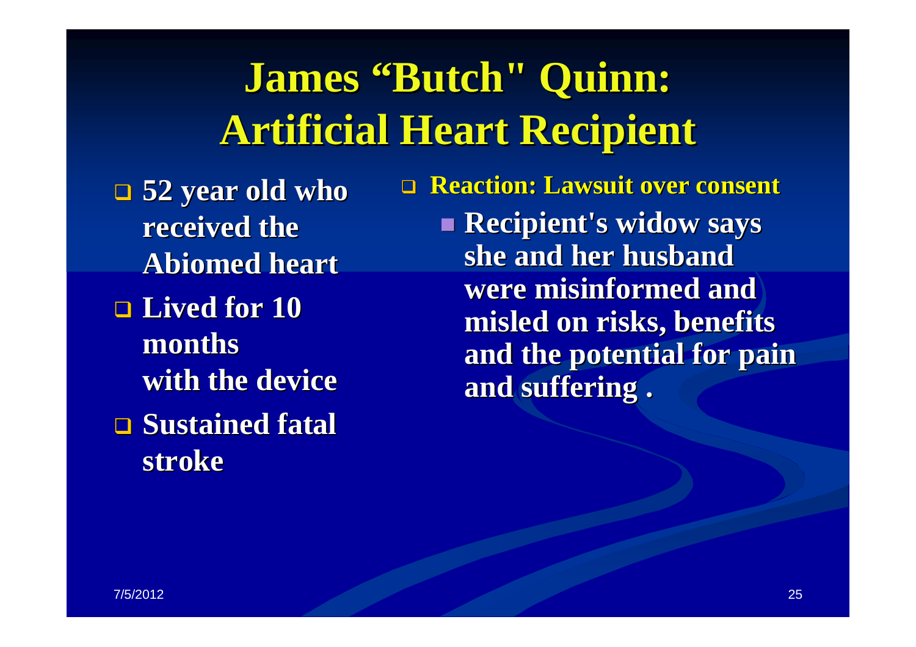# James "Butch" Quinn: Artificial Heart Recipient

- 52 year old who received the Abiomed heart
- Lived for 10 months with the device
- Sustained fatal stroke

- Reaction: Lawsuit over consent
  - Recipient's widow says she and her husband were misinformed and misled on risks, benefits and the potential for pain and suffering .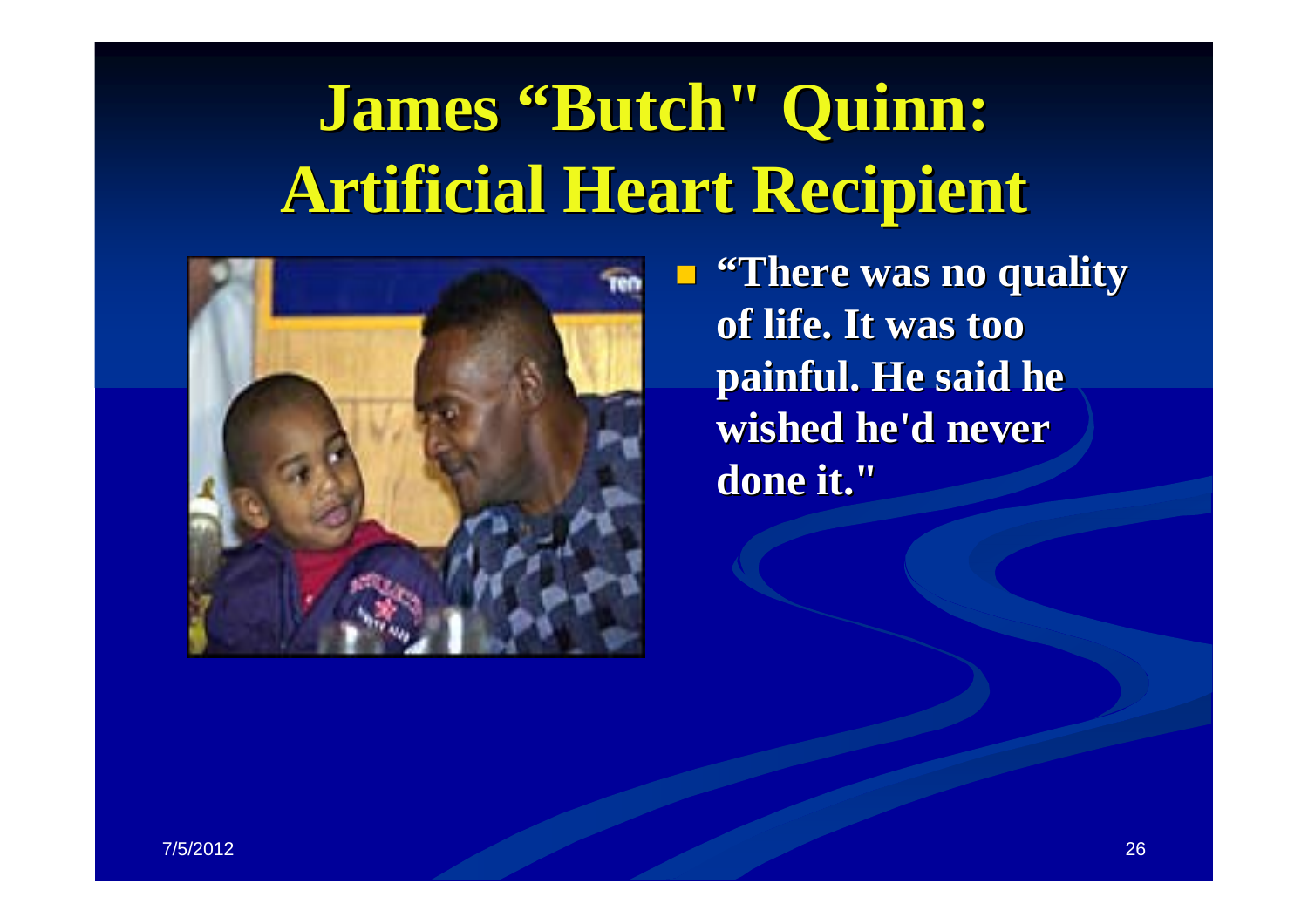# James “Butch" Quinn: Artificial Heart Recipient

- **“There was no quality of life. It was too painful. He said he wished he'd never done it."**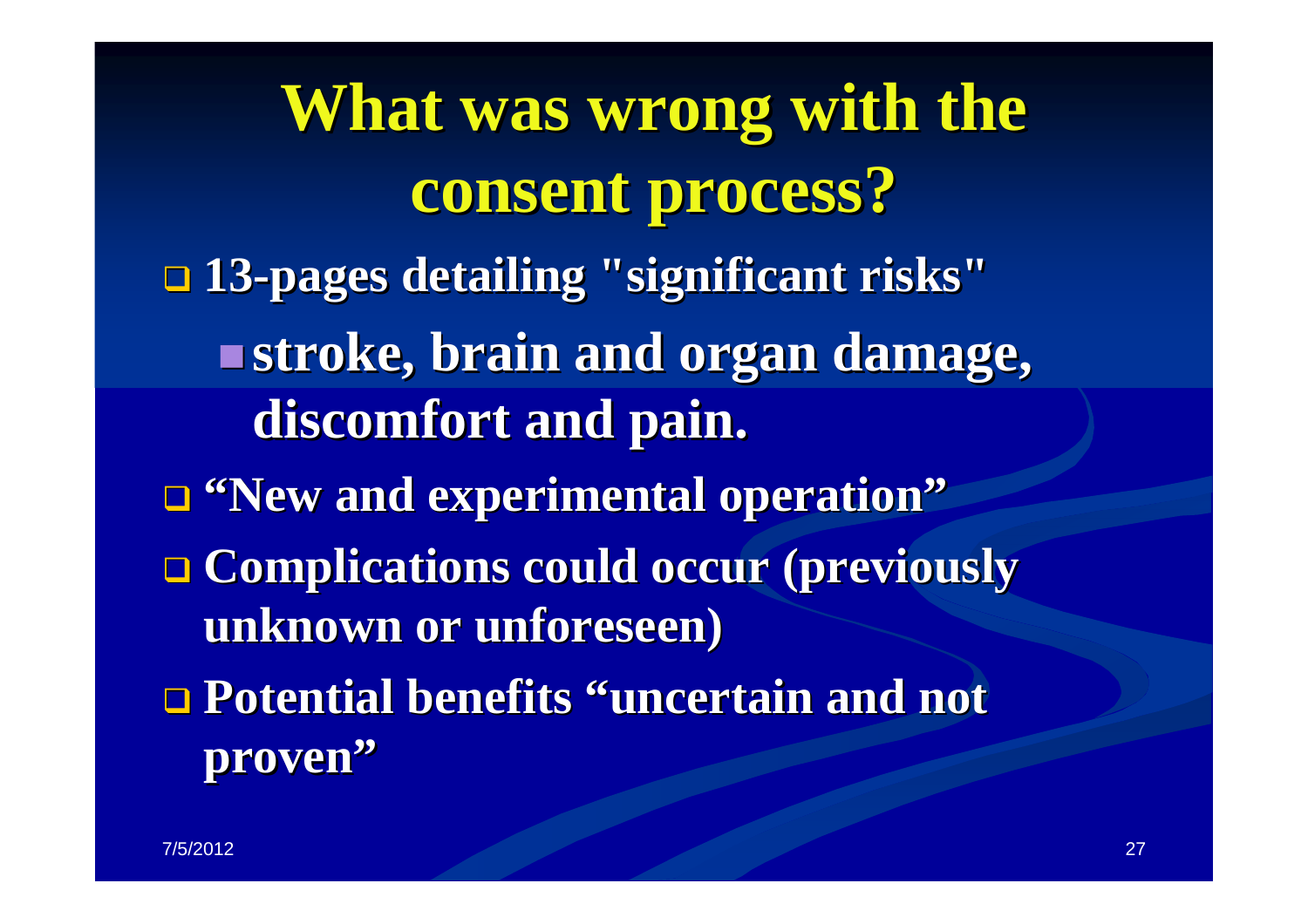# What was wrong with the consent process?

- 13-pages detailing "significant risks"
  - stroke, brain and organ damage, discomfort and pain.
- "New and experimental operation"
- Complications could occur (previously unknown or unforeseen)
- Potential benefits "uncertain and not proven"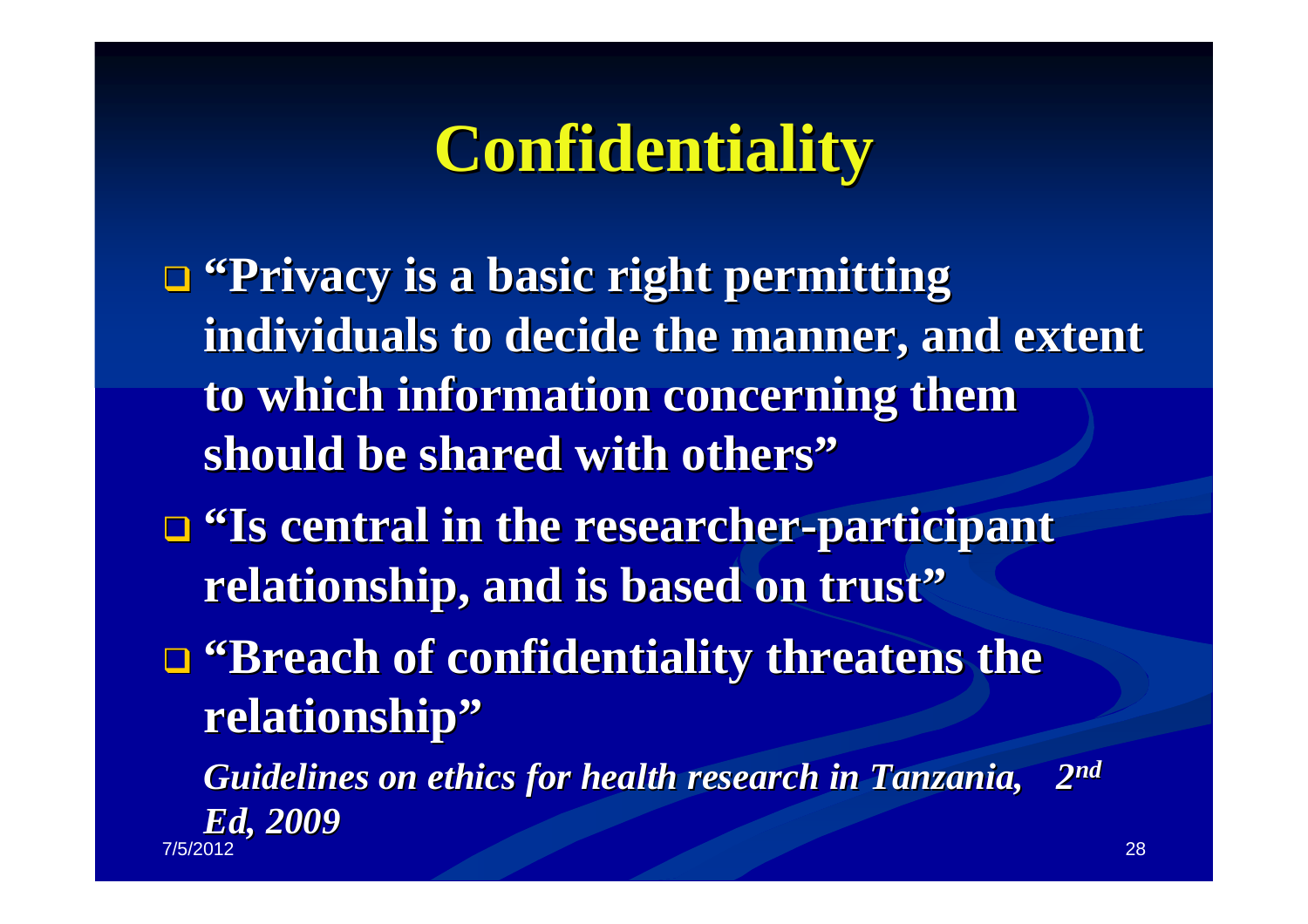# Confidentiality

- **"Privacy is a basic right permitting individuals to decide the manner, and extent to which information concerning them should be shared with others"**
- **"Is central in the researcher-participant relationship, and is based on trust"**
- **"Breach of confidentiality threatens the relationship"**

***Guidelines on ethics for health research in Tanzania, 2nd Ed, 2009***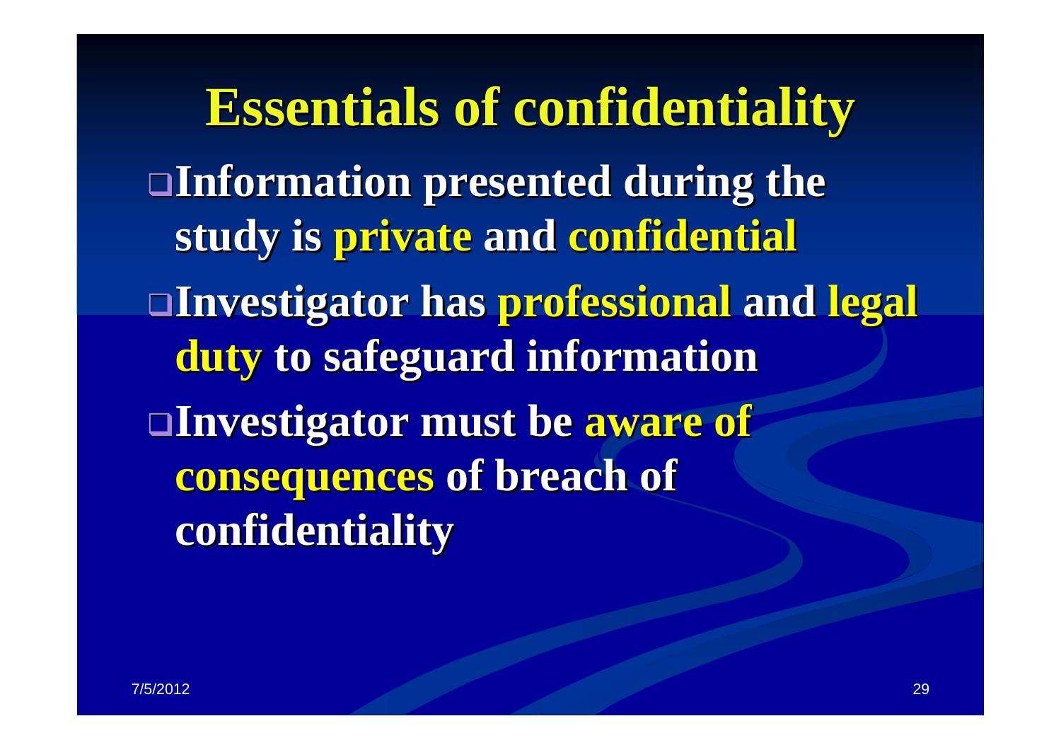# Essentials of confidentiality

- Information presented during the study is **private** and **confidential**
- Investigator has **professional** and **legal duty** to safeguard information
- Investigator must be **aware of consequences** of breach of confidentiality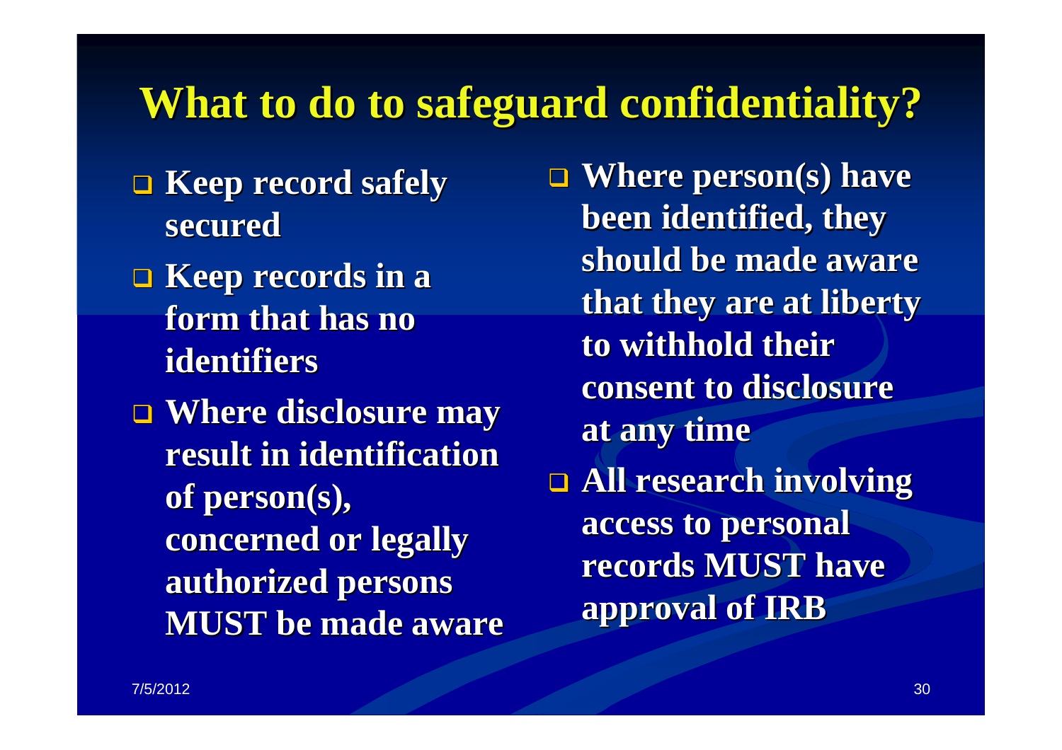# What to do to safeguard confidentiality?

- **Keep record safely secured**
- **Keep records in a form that has no identifiers**
- **Where disclosure may result in identification of person(s), concerned or legally authorized persons MUST be made aware**
- **Where person(s) have been identified, they should be made aware that they are at liberty to withhold their consent to disclosure at any time**
- **All research involving access to personal records MUST have approval of IRB**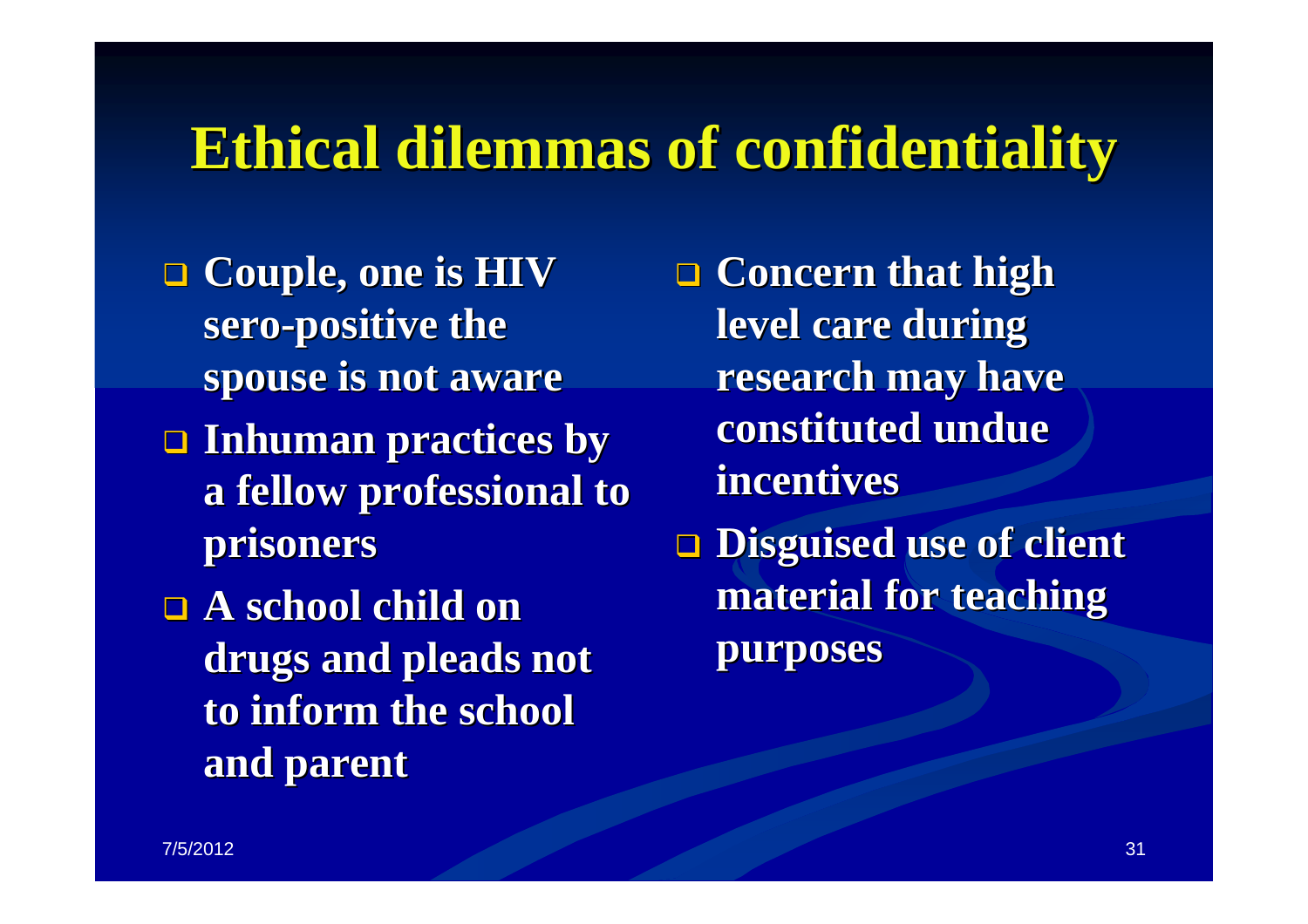# Ethical dilemmas of confidentiality

- Couple, one is HIV sero-positive the spouse is not aware
- Inhuman practices by a fellow professional to prisoners
- A school child on drugs and pleads not to inform the school and parent
- Concern that high level care during research may have constituted undue incentives
- Disguised use of client material for teaching purposes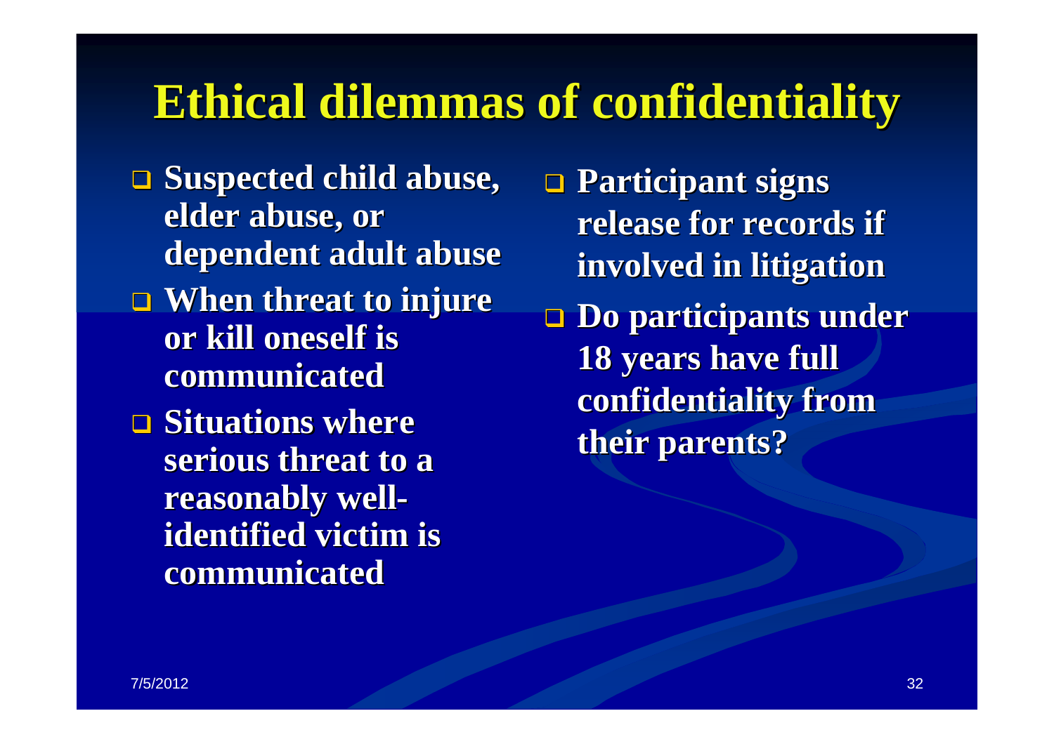# Ethical dilemmas of confidentiality

- Suspected child abuse, elder abuse, or dependent adult abuse
- When threat to injure or kill oneself is communicated
- Situations where serious threat to a reasonably well-identified victim is communicated
- Participant signs release for records if involved in litigation
- Do participants under 18 years have full confidentiality from their parents?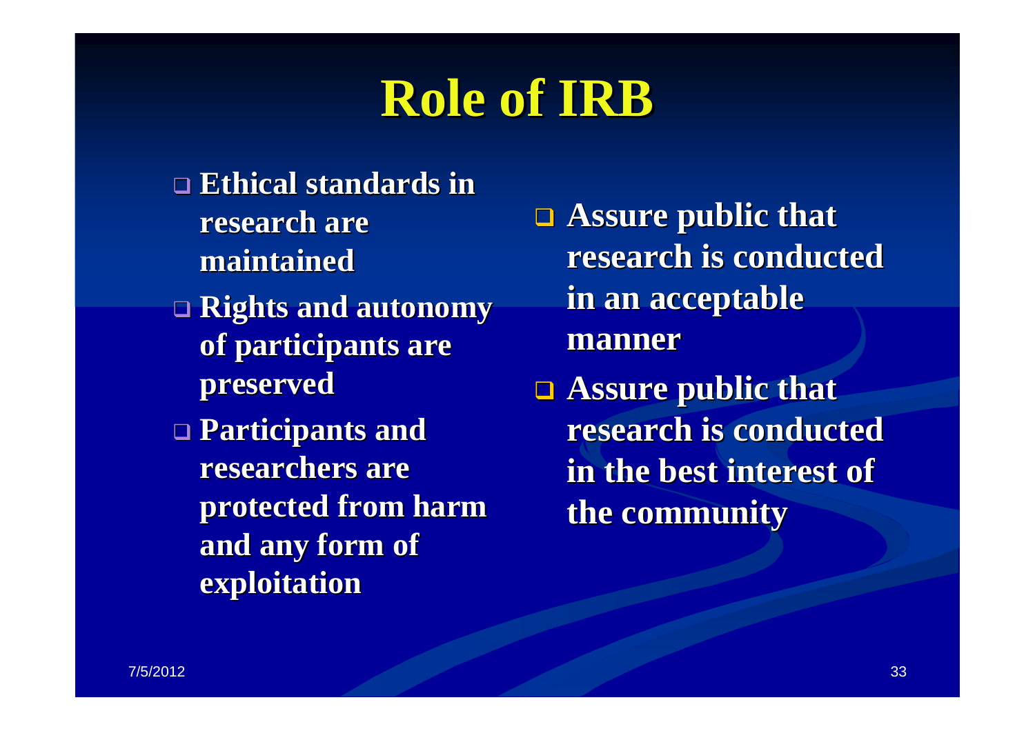# Role of IRB

- Ethical standards in research are maintained
- Rights and autonomy of participants are preserved
- Participants and researchers are protected from harm and any form of exploitation
- Assure public that research is conducted in an acceptable manner
- Assure public that research is conducted in the best interest of the community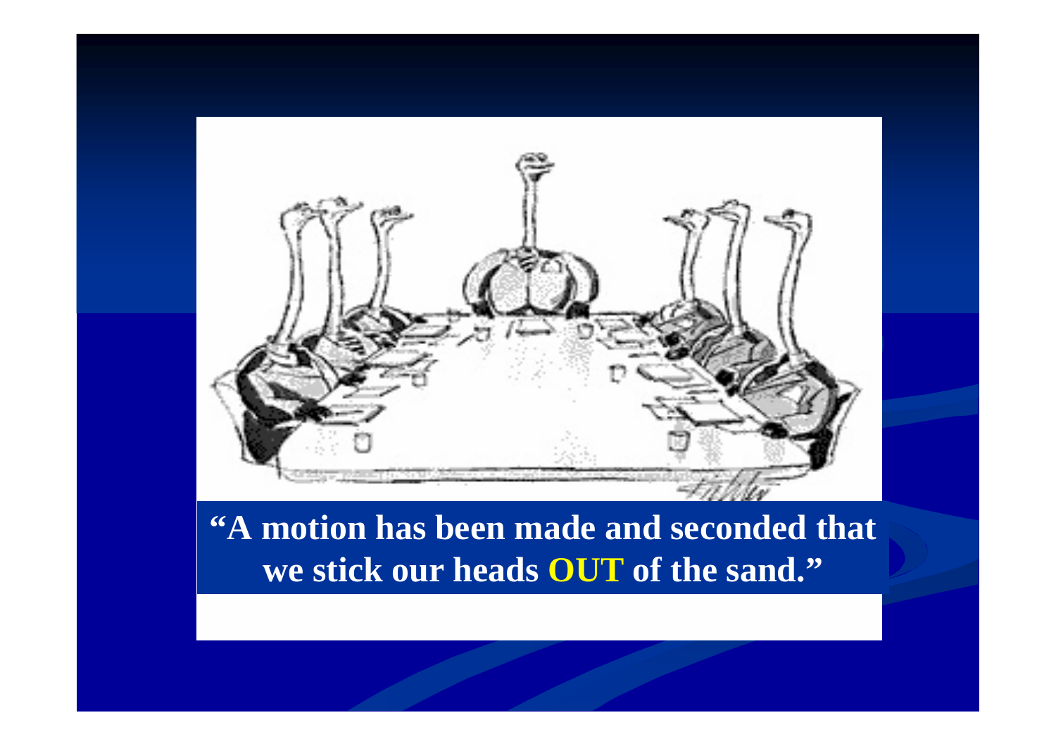**“A motion has been made and seconded that we stick our heads OUT of the sand.”**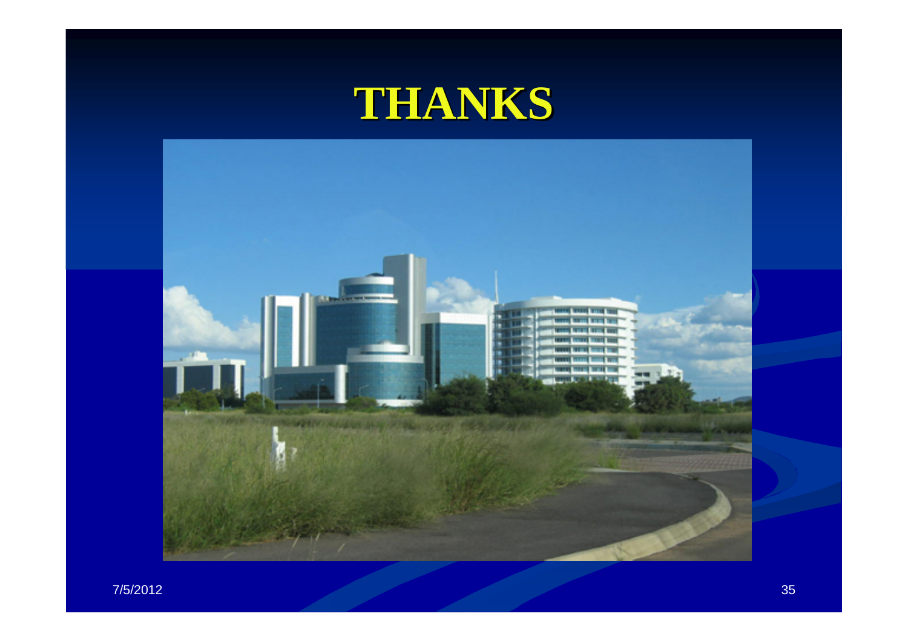# THANKS